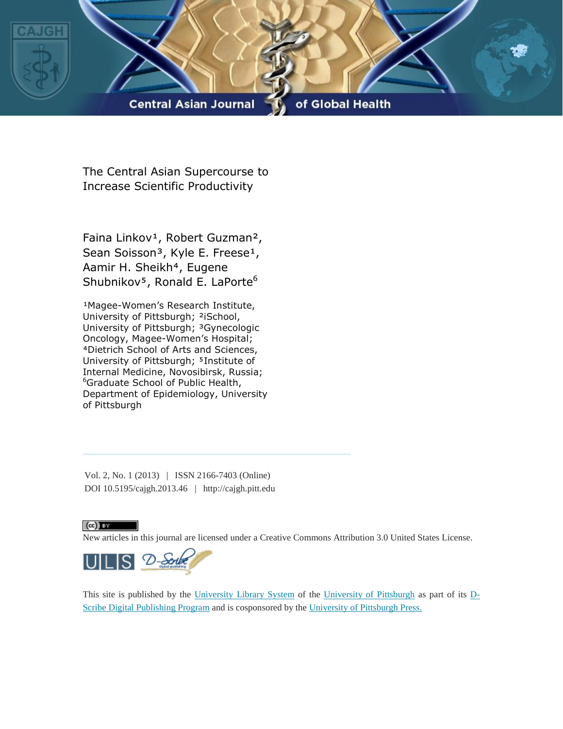# The Central Asian Supercourse to Increase Scientific Productivity

Faina Linkov[1], Robert Guzman[2], Sean Soisson[3], Kyle E. Freese[1], Aamir H. Sheikh[4], Eugene Shubnikov[5], Ronald E. LaPorte[6]

[1]Magee-Women's Research Institute, University of Pittsburgh; [2]iSchool, University of Pittsburgh; [3]Gynecologic Oncology, Magee-Women's Hospital; [4]Dietrich School of Arts and Sciences, University of Pittsburgh; [5]Institute of Internal Medicine, Novosibirsk, Russia; [6]Graduate School of Public Health, Department of Epidemiology, University of Pittsburgh

---

Vol. 2, No. 1 (2013) | ISSN 2166-7403 (Online)
DOI 10.5195/cajgh.2013.46 | http://cajgh.pitt.edu

New articles in this journal are licensed under a Creative Commons Attribution 3.0 United States License.

This site is published by the University Library System of the University of Pittsburgh as part of its D-Scribe Digital Publishing Program and is cosponsored by the University of Pittsburgh Press.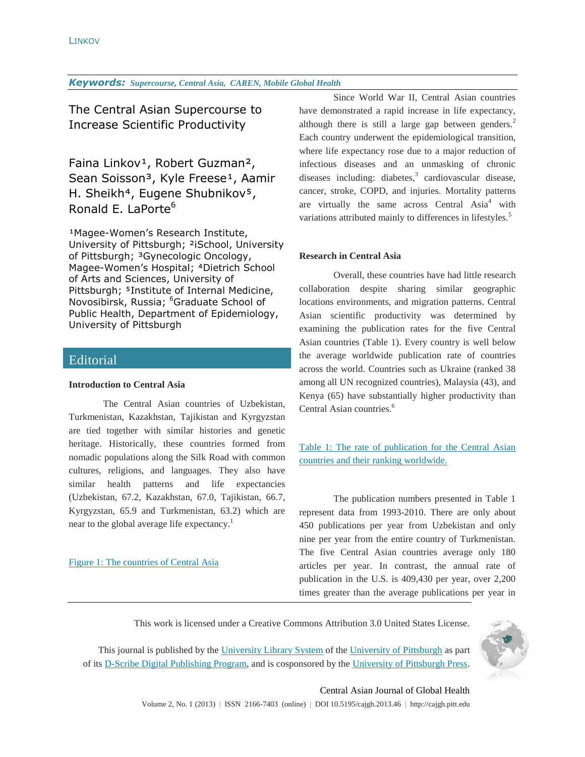***Keywords:*** ***Supercourse, Central Asia, CAREN, Mobile Global Health***

# The Central Asian Supercourse to Increase Scientific Productivity

Faina Linkov[1], Robert Guzman[2], Sean Soisson[3], Kyle Freese[1], Aamir H. Sheikh[4], Eugene Shubnikov[5], Ronald E. LaPorte[6]

[1]Magee-Women's Research Institute, University of Pittsburgh; [2]iSchool, University of Pittsburgh; [3]Gynecologic Oncology, Magee-Women's Hospital; [4]Dietrich School of Arts and Sciences, University of Pittsburgh; [5]Institute of Internal Medicine, Novosibirsk, Russia; [6]Graduate School of Public Health, Department of Epidemiology, University of Pittsburgh

## Editorial

**Introduction to Central Asia**

The Central Asian countries of Uzbekistan, Turkmenistan, Kazakhstan, Tajikistan and Kyrgyzstan are tied together with similar histories and genetic heritage. Historically, these countries formed from nomadic populations along the Silk Road with common cultures, religions, and languages. They also have similar health patterns and life expectancies (Uzbekistan, 67.2, Kazakhstan, 67.0, Tajikistan, 66.7, Kyrgyzstan, 65.9 and Turkmenistan, 63.2) which are near to the global average life expectancy.[1]

Figure 1: The countries of Central Asia

Since World War II, Central Asian countries have demonstrated a rapid increase in life expectancy, although there is still a large gap between genders.[2] Each country underwent the epidemiological transition, where life expectancy rose due to a major reduction of infectious diseases and an unmasking of chronic diseases including: diabetes,[3] cardiovascular disease, cancer, stroke, COPD, and injuries. Mortality patterns are virtually the same across Central Asia[4] with variations attributed mainly to differences in lifestyles.[5]

**Research in Central Asia**

Overall, these countries have had little research collaboration despite sharing similar geographic locations environments, and migration patterns. Central Asian scientific productivity was determined by examining the publication rates for the five Central Asian countries (Table 1). Every country is well below the average worldwide publication rate of countries across the world. Countries such as Ukraine (ranked 38 among all UN recognized countries), Malaysia (43), and Kenya (65) have substantially higher productivity than Central Asian countries.[6]

Table 1: The rate of publication for the Central Asian countries and their ranking worldwide.

The publication numbers presented in Table 1 represent data from 1993-2010. There are only about 450 publications per year from Uzbekistan and only nine per year from the entire country of Turkmenistan. The five Central Asian countries average only 180 articles per year. In contrast, the annual rate of publication in the U.S. is 409,430 per year, over 2,200 times greater than the average publications per year in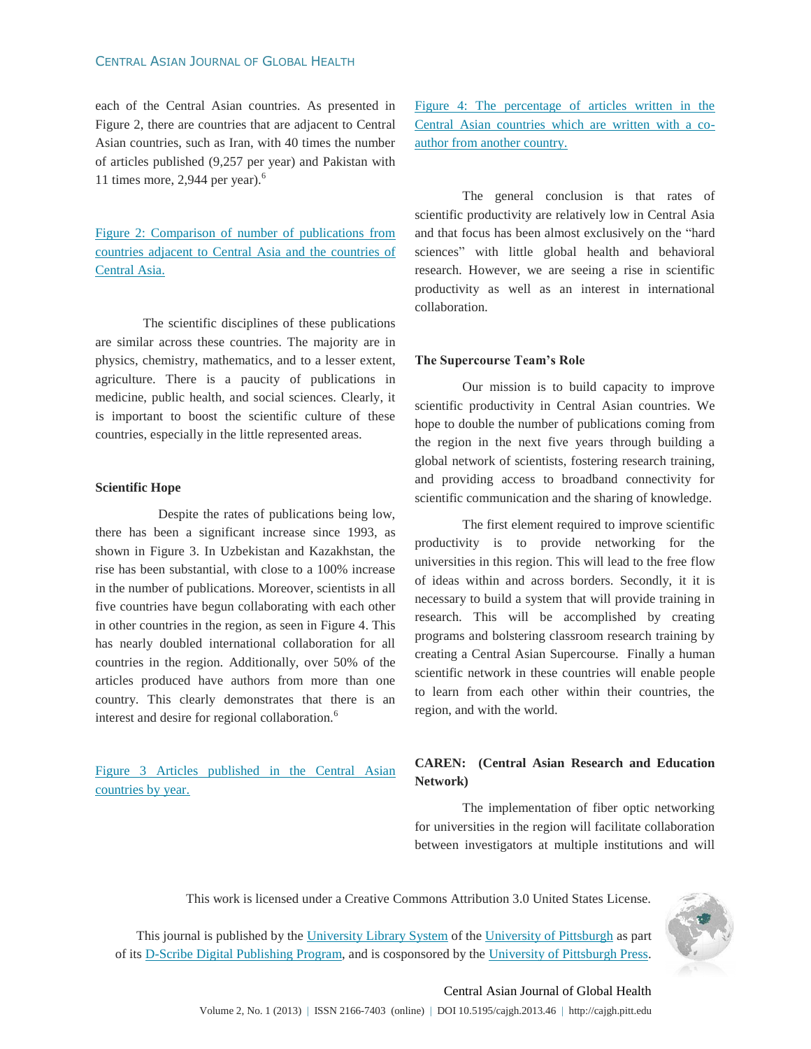each of the Central Asian countries. As presented in Figure 2, there are countries that are adjacent to Central Asian countries, such as Iran, with 40 times the number of articles published (9,257 per year) and Pakistan with 11 times more, 2,944 per year).[6]

Figure 2: Comparison of number of publications from countries adjacent to Central Asia and the countries of Central Asia.

The scientific disciplines of these publications are similar across these countries. The majority are in physics, chemistry, mathematics, and to a lesser extent, agriculture. There is a paucity of publications in medicine, public health, and social sciences. Clearly, it is important to boost the scientific culture of these countries, especially in the little represented areas.

**Scientific Hope**

Despite the rates of publications being low, there has been a significant increase since 1993, as shown in Figure 3. In Uzbekistan and Kazakhstan, the rise has been substantial, with close to a 100% increase in the number of publications. Moreover, scientists in all five countries have begun collaborating with each other in other countries in the region, as seen in Figure 4. This has nearly doubled international collaboration for all countries in the region. Additionally, over 50% of the articles produced have authors from more than one country. This clearly demonstrates that there is an interest and desire for regional collaboration.[6]

Figure 3 Articles published in the Central Asian countries by year.

Figure 4: The percentage of articles written in the Central Asian countries which are written with a co-author from another country.

The general conclusion is that rates of scientific productivity are relatively low in Central Asia and that focus has been almost exclusively on the "hard sciences" with little global health and behavioral research. However, we are seeing a rise in scientific productivity as well as an interest in international collaboration.

**The Supercourse Team's Role**

Our mission is to build capacity to improve scientific productivity in Central Asian countries. We hope to double the number of publications coming from the region in the next five years through building a global network of scientists, fostering research training, and providing access to broadband connectivity for scientific communication and the sharing of knowledge.

The first element required to improve scientific productivity is to provide networking for the universities in this region. This will lead to the free flow of ideas within and across borders. Secondly, it it is necessary to build a system that will provide training in research. This will be accomplished by creating programs and bolstering classroom research training by creating a Central Asian Supercourse. Finally a human scientific network in these countries will enable people to learn from each other within their countries, the region, and with the world.

**CAREN: (Central Asian Research and Education Network)**

The implementation of fiber optic networking for universities in the region will facilitate collaboration between investigators at multiple institutions and will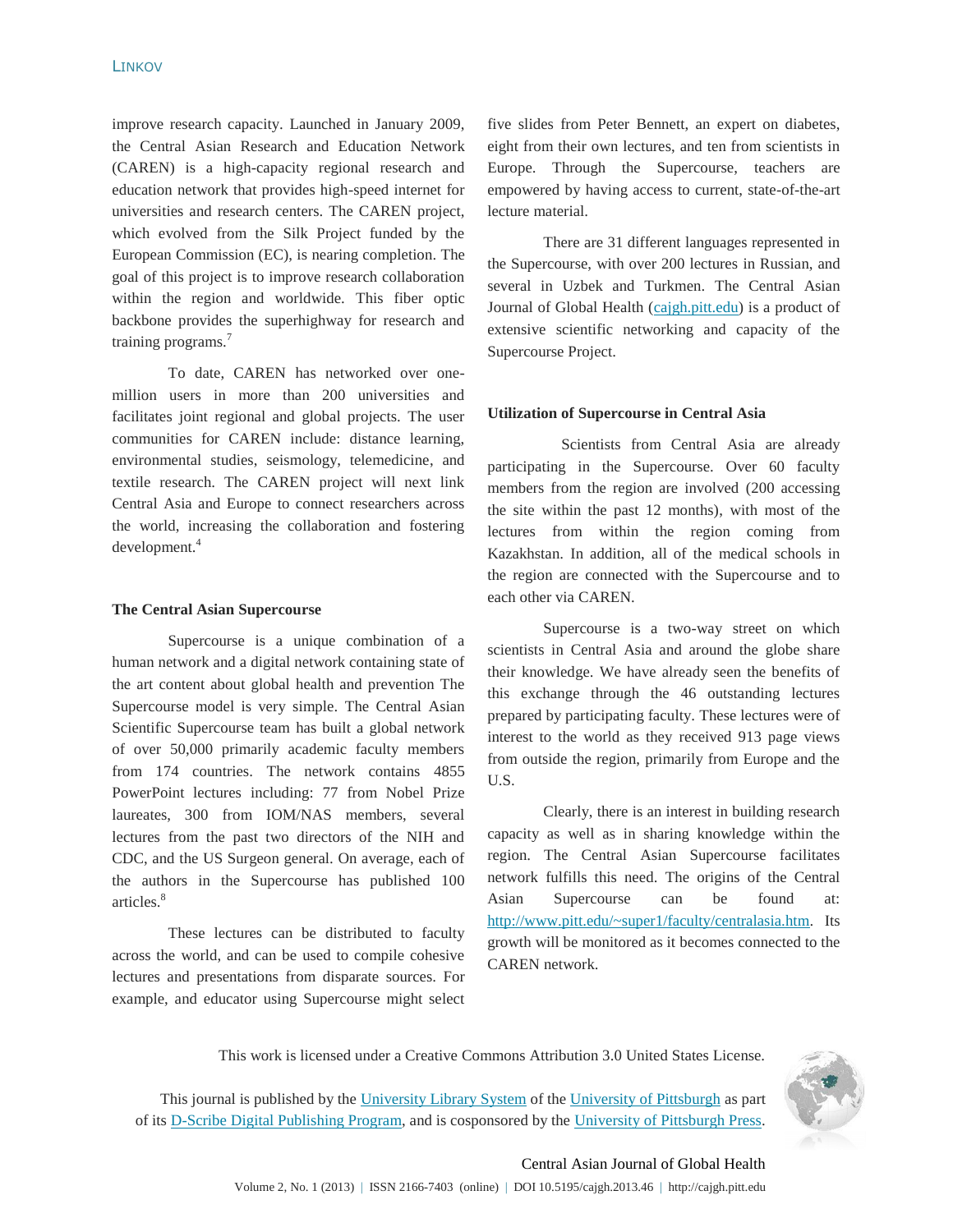improve research capacity. Launched in January 2009, the Central Asian Research and Education Network (CAREN) is a high-capacity regional research and education network that provides high-speed internet for universities and research centers. The CAREN project, which evolved from the Silk Project funded by the European Commission (EC), is nearing completion. The goal of this project is to improve research collaboration within the region and worldwide. This fiber optic backbone provides the superhighway for research and training programs.[7]

To date, CAREN has networked over one-million users in more than 200 universities and facilitates joint regional and global projects. The user communities for CAREN include: distance learning, environmental studies, seismology, telemedicine, and textile research. The CAREN project will next link Central Asia and Europe to connect researchers across the world, increasing the collaboration and fostering development.[4]

**The Central Asian Supercourse**

Supercourse is a unique combination of a human network and a digital network containing state of the art content about global health and prevention The Supercourse model is very simple. The Central Asian Scientific Supercourse team has built a global network of over 50,000 primarily academic faculty members from 174 countries. The network contains 4855 PowerPoint lectures including: 77 from Nobel Prize laureates, 300 from IOM/NAS members, several lectures from the past two directors of the NIH and CDC, and the US Surgeon general. On average, each of the authors in the Supercourse has published 100 articles.[8]

These lectures can be distributed to faculty across the world, and can be used to compile cohesive lectures and presentations from disparate sources. For example, and educator using Supercourse might select five slides from Peter Bennett, an expert on diabetes, eight from their own lectures, and ten from scientists in Europe. Through the Supercourse, teachers are empowered by having access to current, state-of-the-art lecture material.

There are 31 different languages represented in the Supercourse, with over 200 lectures in Russian, and several in Uzbek and Turkmen. The Central Asian Journal of Global Health (cajgh.pitt.edu) is a product of extensive scientific networking and capacity of the Supercourse Project.

**Utilization of Supercourse in Central Asia**

Scientists from Central Asia are already participating in the Supercourse. Over 60 faculty members from the region are involved (200 accessing the site within the past 12 months), with most of the lectures from within the region coming from Kazakhstan. In addition, all of the medical schools in the region are connected with the Supercourse and to each other via CAREN.

Supercourse is a two-way street on which scientists in Central Asia and around the globe share their knowledge. We have already seen the benefits of this exchange through the 46 outstanding lectures prepared by participating faculty. These lectures were of interest to the world as they received 913 page views from outside the region, primarily from Europe and the U.S.

Clearly, there is an interest in building research capacity as well as in sharing knowledge within the region. The Central Asian Supercourse facilitates network fulfills this need. The origins of the Central Asian Supercourse can be found at: http://www.pitt.edu/~super1/faculty/centralasia.htm. Its growth will be monitored as it becomes connected to the CAREN network.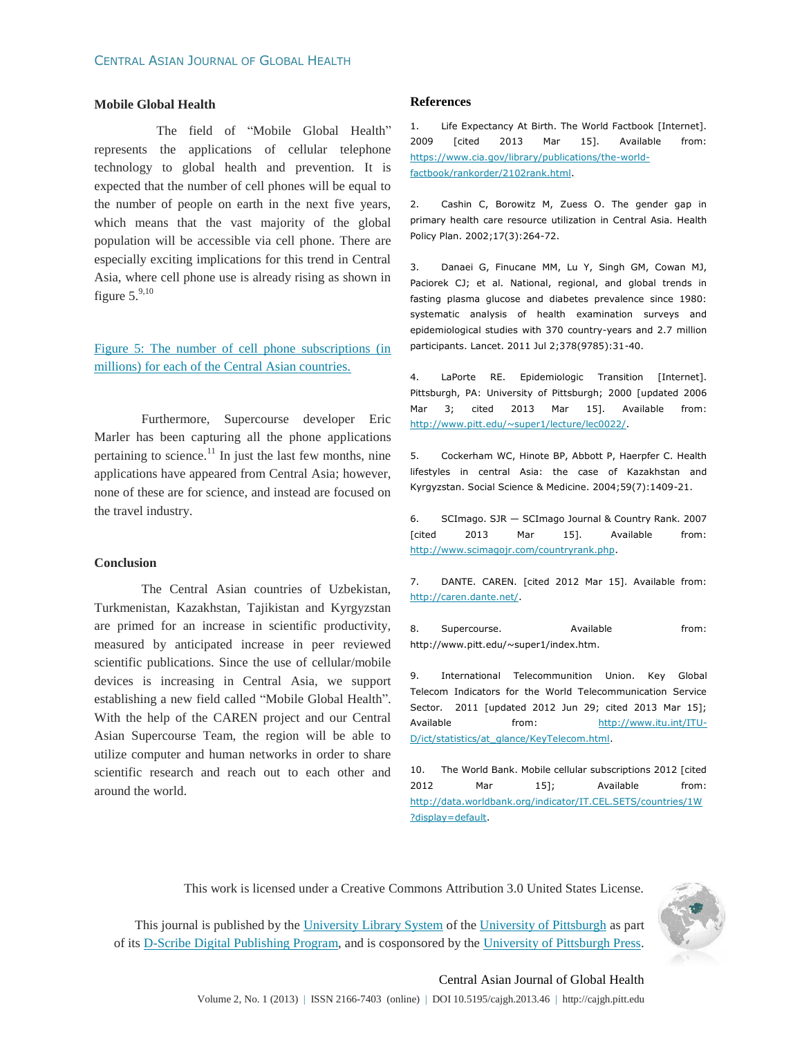## Mobile Global Health

The field of "Mobile Global Health" represents the applications of cellular telephone technology to global health and prevention. It is expected that the number of cell phones will be equal to the number of people on earth in the next five years, which means that the vast majority of the global population will be accessible via cell phone. There are especially exciting implications for this trend in Central Asia, where cell phone use is already rising as shown in figure 5.[9,10]

Figure 5: The number of cell phone subscriptions (in millions) for each of the Central Asian countries.

Furthermore, Supercourse developer Eric Marler has been capturing all the phone applications pertaining to science.[11] In just the last few months, nine applications have appeared from Central Asia; however, none of these are for science, and instead are focused on the travel industry.

## Conclusion

The Central Asian countries of Uzbekistan, Turkmenistan, Kazakhstan, Tajikistan and Kyrgyzstan are primed for an increase in scientific productivity, measured by anticipated increase in peer reviewed scientific publications. Since the use of cellular/mobile devices is increasing in Central Asia, we support establishing a new field called "Mobile Global Health". With the help of the CAREN project and our Central Asian Supercourse Team, the region will be able to utilize computer and human networks in order to share scientific research and reach out to each other and around the world.

## References

1. Life Expectancy At Birth. The World Factbook [Internet]. 2009 [cited 2013 Mar 15]. Available from: https://www.cia.gov/library/publications/the-world-factbook/rankorder/2102rank.html.

2. Cashin C, Borowitz M, Zuess O. The gender gap in primary health care resource utilization in Central Asia. Health Policy Plan. 2002;17(3):264-72.

3. Danaei G, Finucane MM, Lu Y, Singh GM, Cowan MJ, Paciorek CJ; et al. National, regional, and global trends in fasting plasma glucose and diabetes prevalence since 1980: systematic analysis of health examination surveys and epidemiological studies with 370 country-years and 2.7 million participants. Lancet. 2011 Jul 2;378(9785):31-40.

4. LaPorte RE. Epidemiologic Transition [Internet]. Pittsburgh, PA: University of Pittsburgh; 2000 [updated 2006 Mar 3; cited 2013 Mar 15]. Available from: http://www.pitt.edu/~super1/lecture/lec0022/.

5. Cockerham WC, Hinote BP, Abbott P, Haerpfer C. Health lifestyles in central Asia: the case of Kazakhstan and Kyrgyzstan. Social Science & Medicine. 2004;59(7):1409-21.

6. SCImago. SJR — SCImago Journal & Country Rank. 2007 [cited 2013 Mar 15]. Available from: http://www.scimagojr.com/countryrank.php.

7. DANTE. CAREN. [cited 2012 Mar 15]. Available from: http://caren.dante.net/.

8. Supercourse. Available from: http://www.pitt.edu/~super1/index.htm.

9. International Telecommunition Union. Key Global Telecom Indicators for the World Telecommunication Service Sector. 2011 [updated 2012 Jun 29; cited 2013 Mar 15]; Available from: http://www.itu.int/ITU-D/ict/statistics/at_glance/KeyTelecom.html.

10. The World Bank. Mobile cellular subscriptions 2012 [cited 2012 Mar 15]; Available from: http://data.worldbank.org/indicator/IT.CEL.SETS/countries/1W?display=default.

This work is licensed under a Creative Commons Attribution 3.0 United States License.

This journal is published by the University Library System of the University of Pittsburgh as part of its D-Scribe Digital Publishing Program, and is cosponsored by the University of Pittsburgh Press.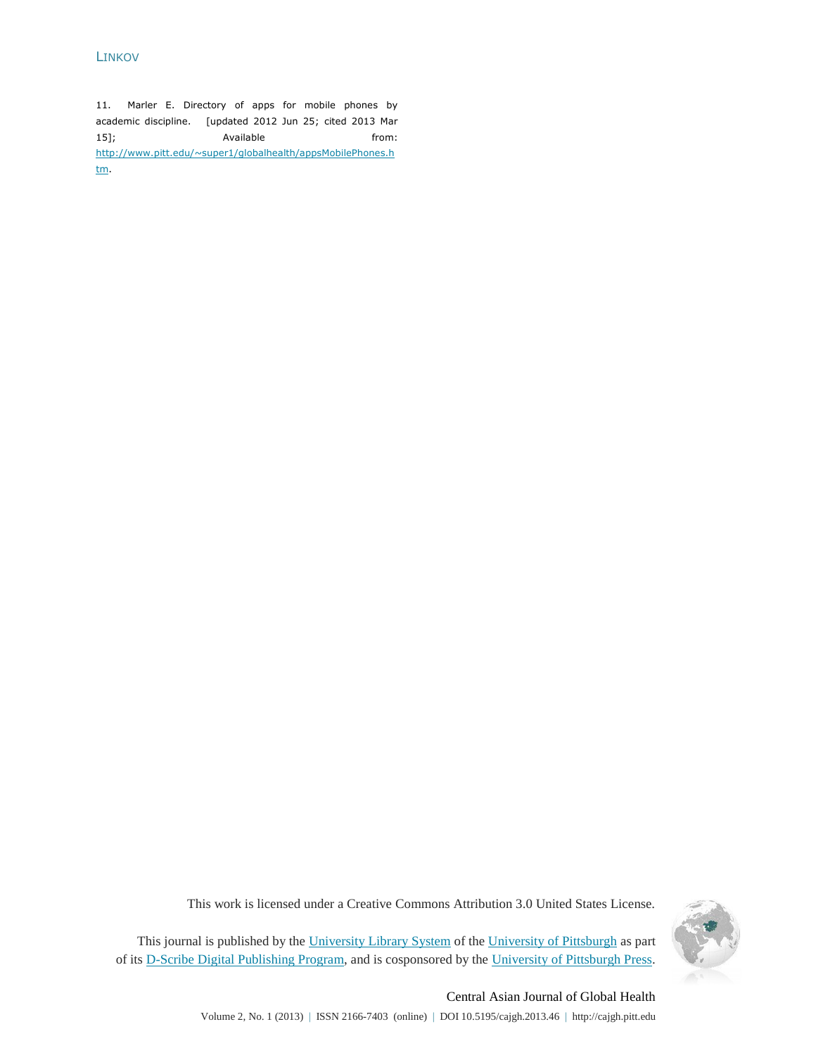11. Marler E. Directory of apps for mobile phones by academic discipline. [updated 2012 Jun 25; cited 2013 Mar 15]; Available from: http://www.pitt.edu/~super1/globalhealth/appsMobilePhones.htm.

This work is licensed under a Creative Commons Attribution 3.0 United States License.

This journal is published by the University Library System of the University of Pittsburgh as part of its D-Scribe Digital Publishing Program, and is cosponsored by the University of Pittsburgh Press.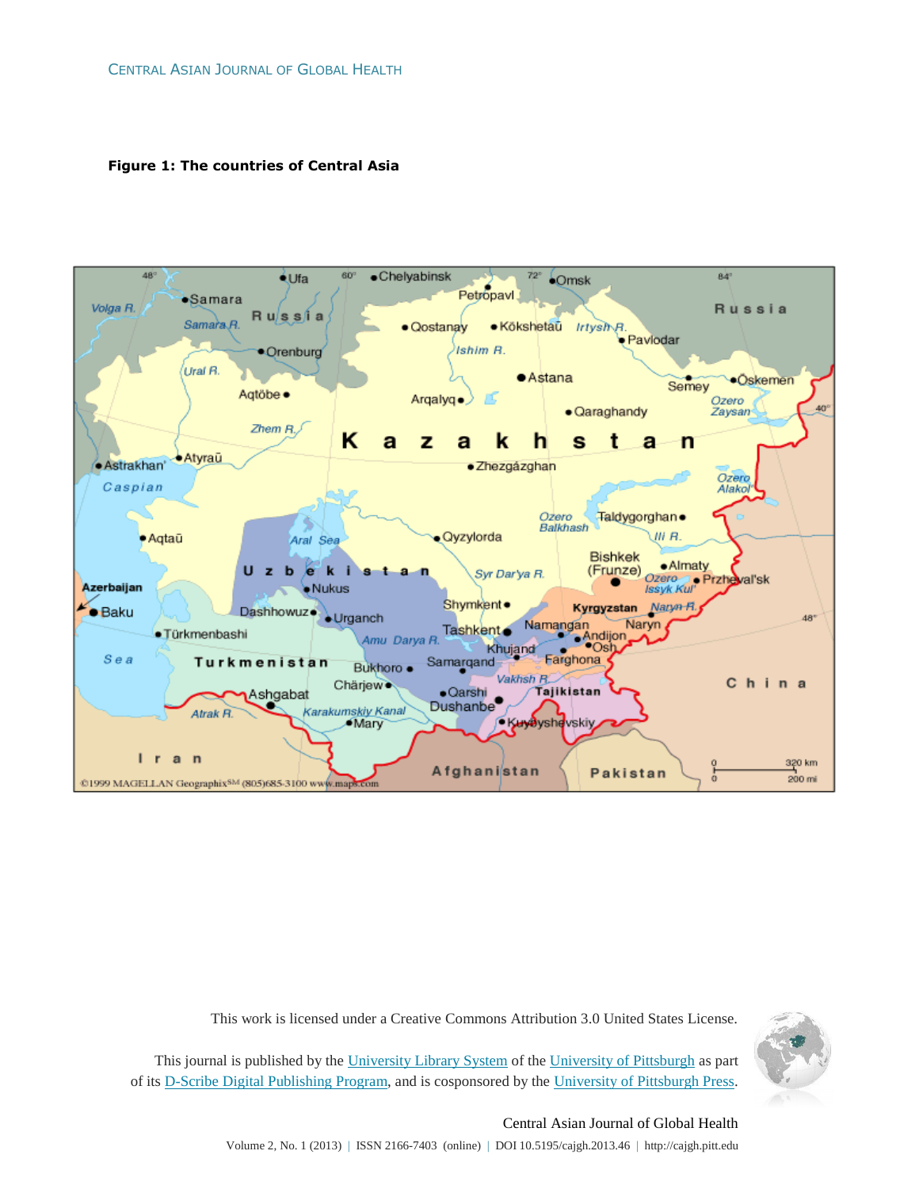**Figure 1: The countries of Central Asia**

This work is licensed under a Creative Commons Attribution 3.0 United States License.

This journal is published by the University Library System of the University of Pittsburgh as part of its D-Scribe Digital Publishing Program, and is cosponsored by the University of Pittsburgh Press.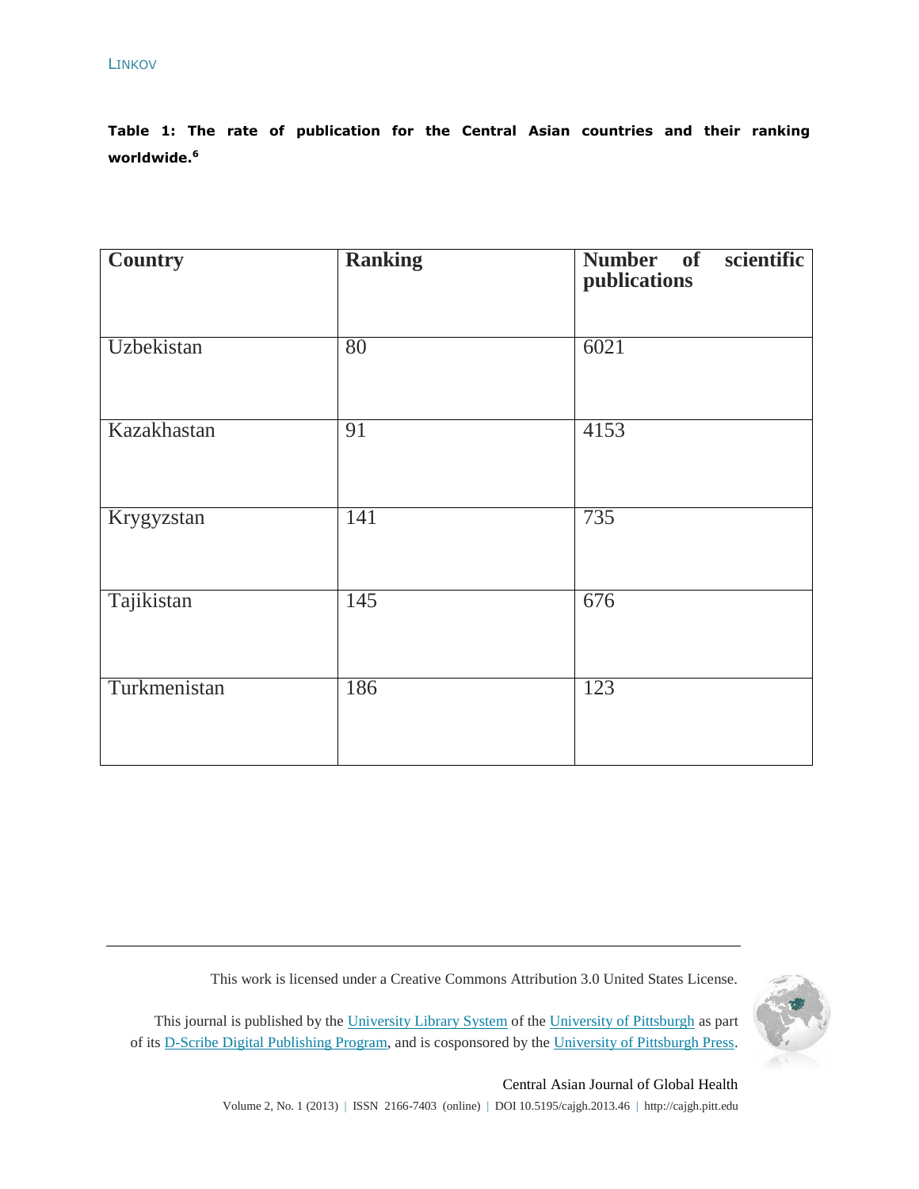**Table 1: The rate of publication for the Central Asian countries and their ranking worldwide.[6]**

| Country | Ranking | Number of scientific publications |
|---|---|---|
| Uzbekistan | 80 | 6021 |
| Kazakhastan | 91 | 4153 |
| Krygyzstan | 141 | 735 |
| Tajikistan | 145 | 676 |
| Turkmenistan | 186 | 123 |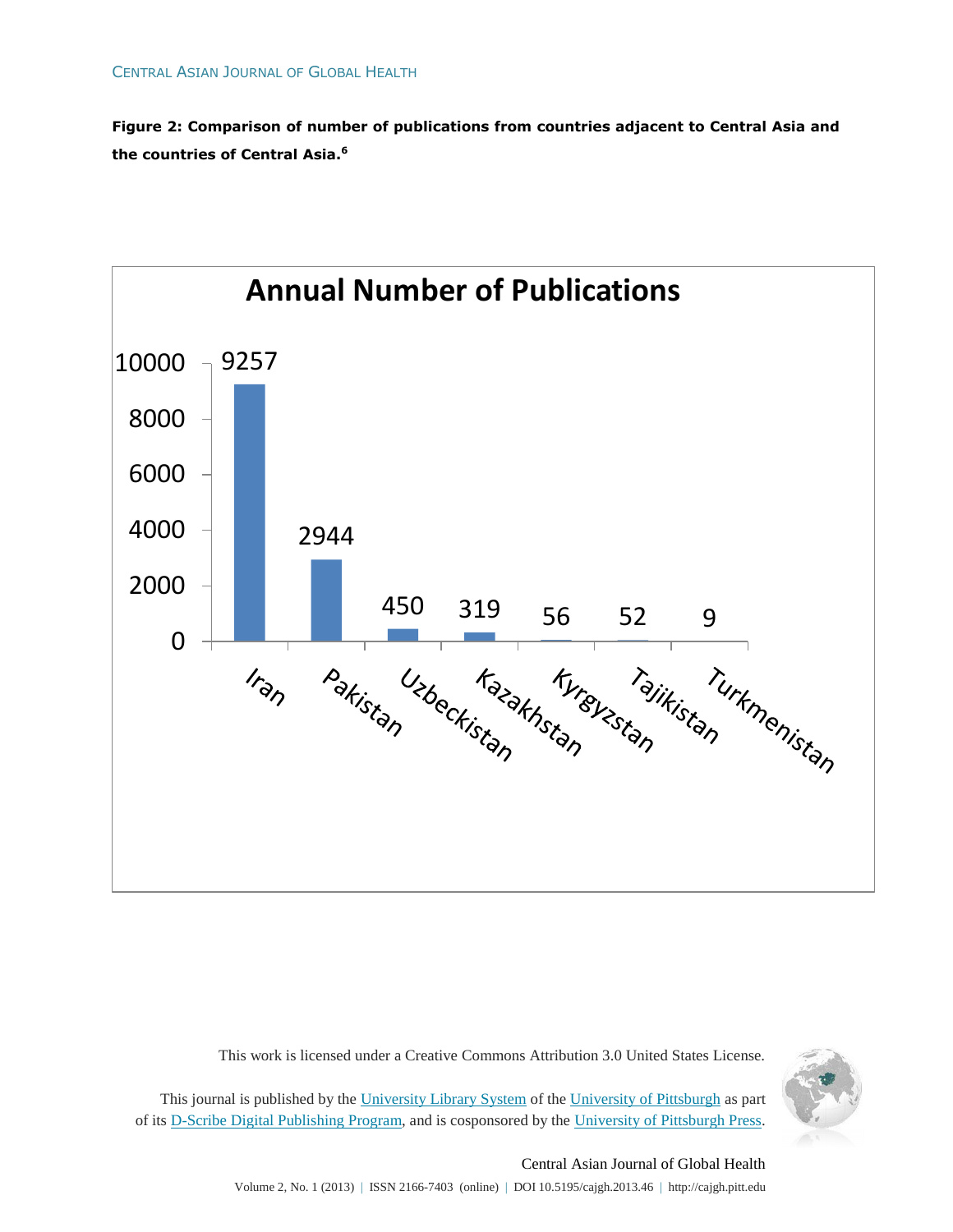**Figure 2: Comparison of number of publications from countries adjacent to Central Asia and the countries of Central Asia.[6]**

| Country | Annual Number of Publications |
|---|---|
| Iran | 9257 |
| Pakistan | 2944 |
| Uzbeckistan | 450 |
| Kazakhstan | 319 |
| Kyrgyzstan | 56 |
| Tajikistan | 52 |
| Turkmenistan | 9 |

This work is licensed under a Creative Commons Attribution 3.0 United States License.

This journal is published by the University Library System of the University of Pittsburgh as part of its D-Scribe Digital Publishing Program, and is cosponsored by the University of Pittsburgh Press.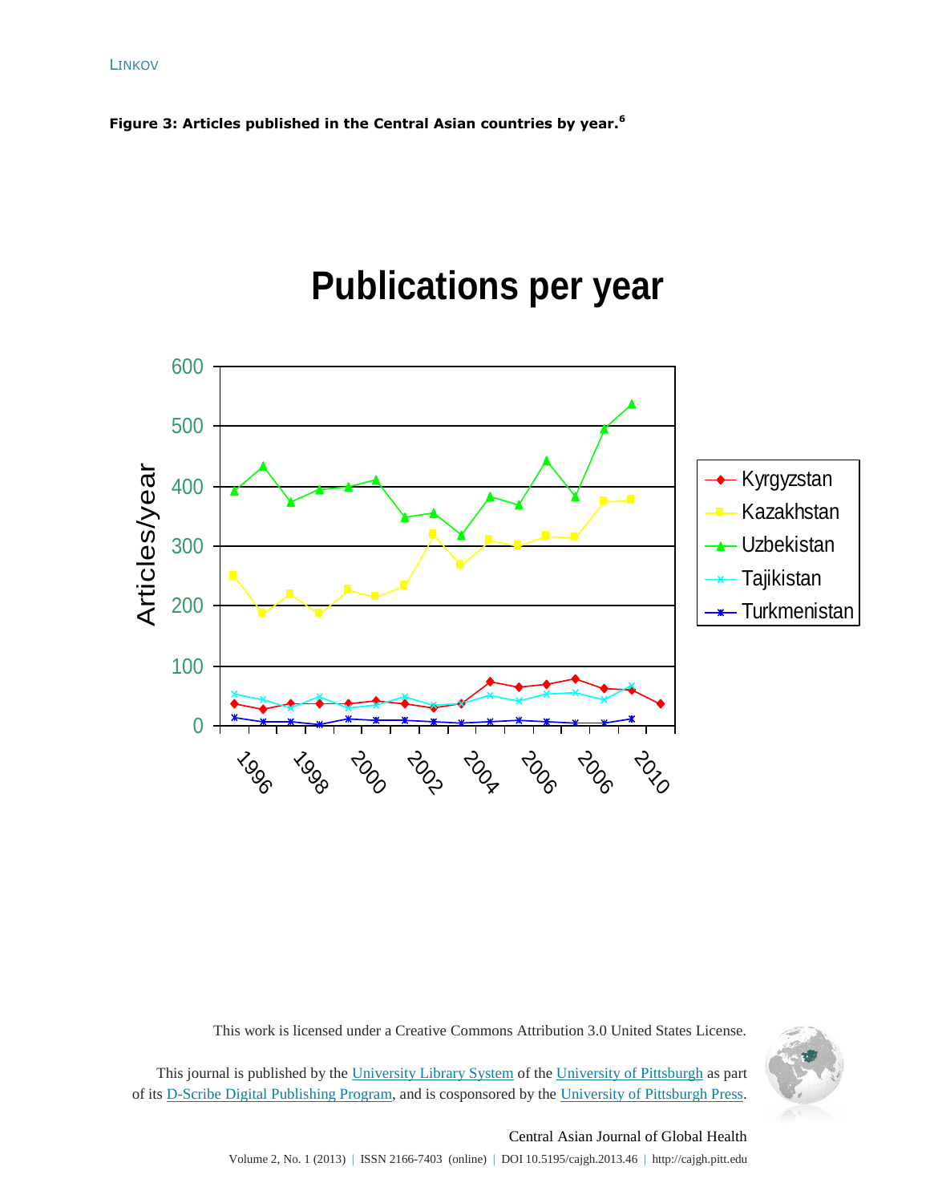**Figure 3: Articles published in the Central Asian countries by year.**[6]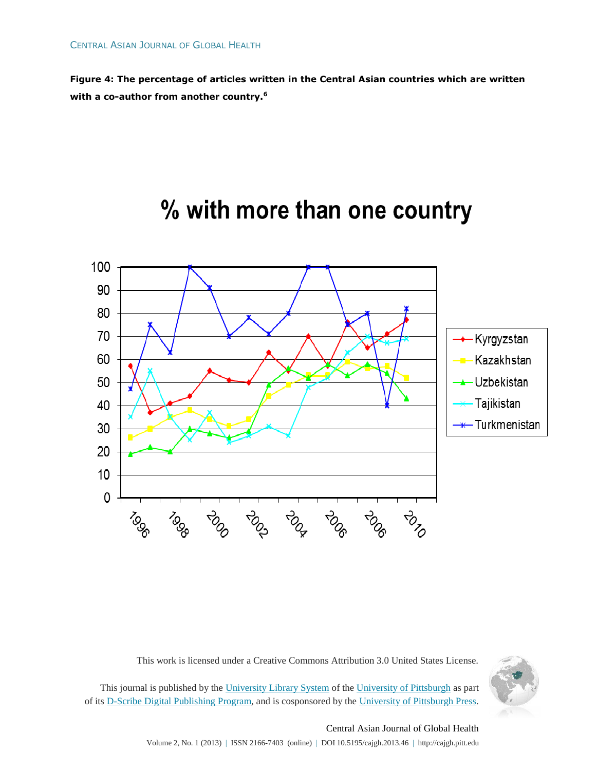**Figure 4: The percentage of articles written in the Central Asian countries which are written with a co-author from another country.[6]**

This work is licensed under a Creative Commons Attribution 3.0 United States License.

This journal is published by the University Library System of the University of Pittsburgh as part of its D-Scribe Digital Publishing Program, and is cosponsored by the University of Pittsburgh Press.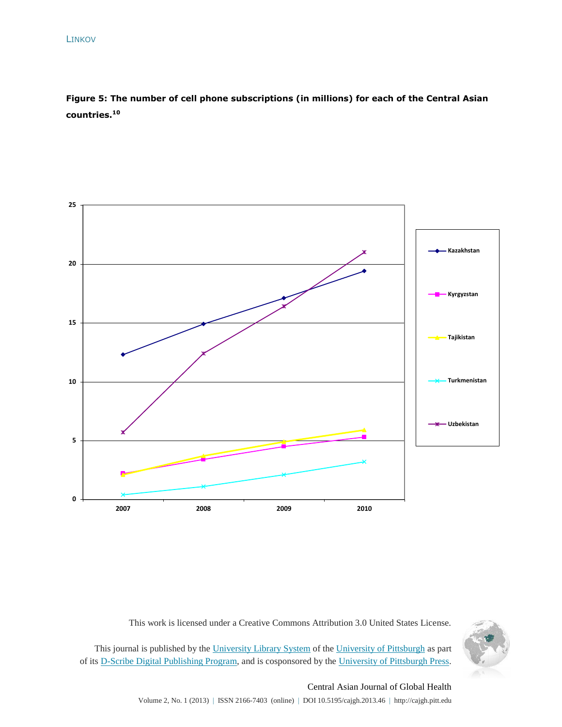**Figure 5: The number of cell phone subscriptions (in millions) for each of the Central Asian countries.**[10]

25
20
15
10
5
0

2007
2008
2009
2010

Kazakhstan
Kyrgyzstan
Tajikistan
Turkmenistan
Uzbekistan

This work is licensed under a Creative Commons Attribution 3.0 United States License.

This journal is published by the University Library System of the University of Pittsburgh as part of its D-Scribe Digital Publishing Program, and is cosponsored by the University of Pittsburgh Press.